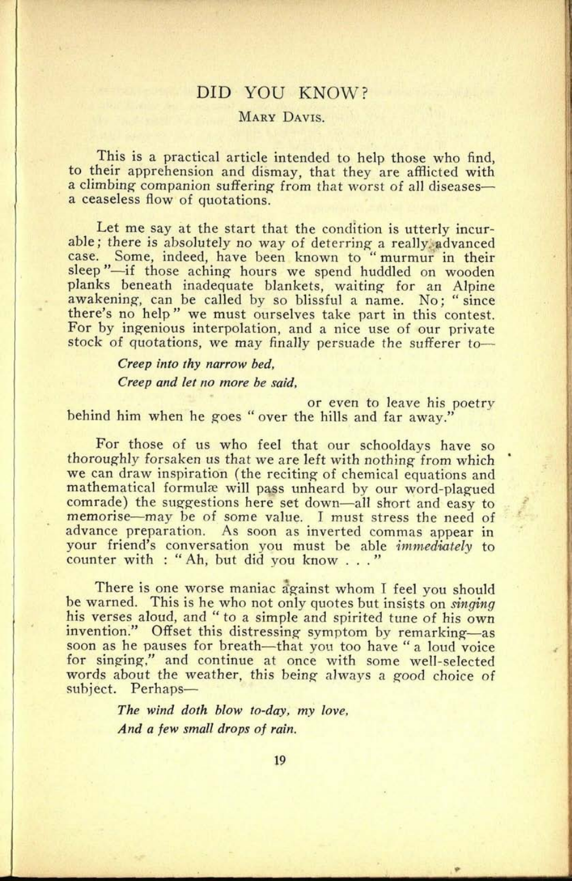# DID YOU KNOW?

MARY DAVIS.

This is a practical article intended to help those who find, to their apprehension and dismay, that they are afflicted with a climbing companion suffering from that worst of all diseases—a ceaseless flow of quotations.

Let me say at the start that the condition is utterly incurable; there is absolutely no way of deterring a really advanced case. Some, indeed, have been known to "murmur in their sleep"—if those aching hours we spend huddled on wooden planks beneath inadequate blankets, waiting for an Alpine awakening, can be called by so blissful a name. No; "since there's no help" we must ourselves take part in this contest. For by ingenious interpolation, and a nice use of our private stock of quotations, we may finally persuade the sufferer to—

> *Creep into thy narrow bed,*
> *Creep and let no more be said,*

or even to leave his poetry behind him when he goes "over the hills and far away."

For those of us who feel that our schooldays have so thoroughly forsaken us that we are left with nothing from which we can draw inspiration (the reciting of chemical equations and mathematical formulæ will pass unheard by our word-plagued comrade) the suggestions here set down—all short and easy to memorise—may be of some value. I must stress the need of advance preparation. As soon as inverted commas appear in your friend's conversation you must be able *immediately* to counter with : "Ah, but did you know . . ."

There is one worse maniac against whom I feel you should be warned. This is he who not only quotes but insists on *singing* his verses aloud, and "to a simple and spirited tune of his own invention." Offset this distressing symptom by remarking—as soon as he pauses for breath—that you too have "a loud voice for singing," and continue at once with some well-selected words about the weather, this being always a good choice of subject. Perhaps—

> *The wind doth blow to-day, my love,*
> *And a few small drops of rain.*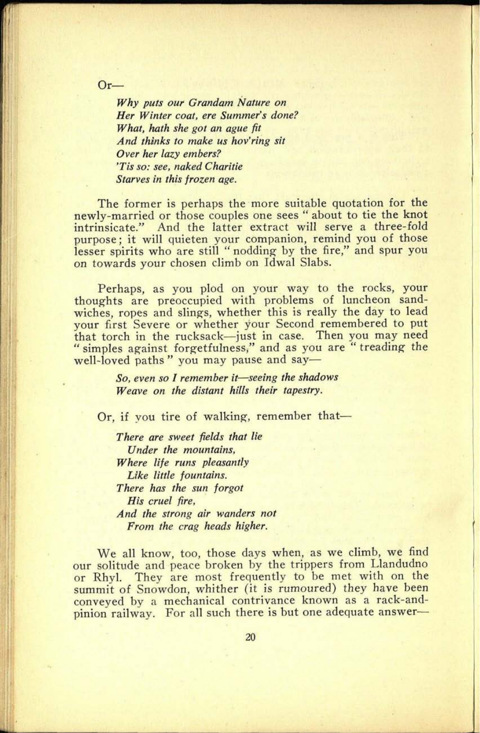Or—

> *Why puts our Grandam Nature on*
> *Her Winter coat, ere Summer's done?*
> *What, hath she got an ague fit*
> *And thinks to make us hov'ring sit*
> *Over her lazy embers?*
> *'Tis so: see, naked Charitie*
> *Starves in this frozen age.*

The former is perhaps the more suitable quotation for the newly-married or those couples one sees " about to tie the knot intrinsicate." And the latter extract will serve a three-fold purpose; it will quieten your companion, remind you of those lesser spirits who are still " nodding by the fire," and spur you on towards your chosen climb on Idwal Slabs.

Perhaps, as you plod on your way to the rocks, your thoughts are preoccupied with problems of luncheon sandwiches, ropes and slings, whether this is really the day to lead your first Severe or whether your Second remembered to put that torch in the rucksack—just in case. Then you may need " simples against forgetfulness," and as you are " treading the well-loved paths " you may pause and say—

> *So, even so I remember it—seeing the shadows*
> *Weave on the distant hills their tapestry.*

Or, if you tire of walking, remember that—

> *There are sweet fields that lie*
> *Under the mountains,*
> *Where life runs pleasantly*
> *Like little fountains.*
> *There has the sun forgot*
> *His cruel fire,*
> *And the strong air wanders not*
> *From the crag heads higher.*

We all know, too, those days when, as we climb, we find our solitude and peace broken by the trippers from Llandudno or Rhyl. They are most frequently to be met with on the summit of Snowdon, whither (it is rumoured) they have been conveyed by a mechanical contrivance known as a rack-and-pinion railway. For all such there is but one adequate answer—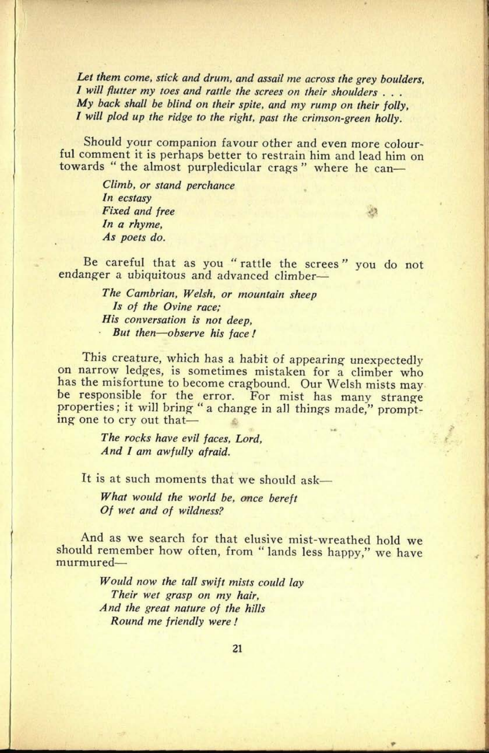*Let them come, stick and drum, and assail me across the grey boulders,*
*I will flutter my toes and rattle the screes on their shoulders . . .*
*My back shall be blind on their spite, and my rump on their folly,*
*I will plod up the ridge to the right, past the crimson-green holly.*

Should your companion favour other and even more colourful comment it is perhaps better to restrain him and lead him on towards "the almost purpledicular crags" where he can—

> *Climb, or stand perchance*
> *In ecstasy*
> *Fixed and free*
> *In a rhyme,*
> *As poets do.*

Be careful that as you "rattle the screes" you do not endanger a ubiquitous and advanced climber—

> *The Cambrian, Welsh, or mountain sheep*
> *Is of the Ovine race;*
> *His conversation is not deep,*
> *But then—observe his face!*

This creature, which has a habit of appearing unexpectedly on narrow ledges, is sometimes mistaken for a climber who has the misfortune to become cragbound. Our Welsh mists may be responsible for the error. For mist has many strange properties; it will bring "a change in all things made," prompting one to cry out that—

> *The rocks have evil faces, Lord,*
> *And I am awfully afraid.*

It is at such moments that we should ask—

> *What would the world be, once bereft*
> *Of wet and of wildness?*

And as we search for that elusive mist-wreathed hold we should remember how often, from "lands less happy," we have murmured—

> *Would now the tall swift mists could lay*
> *Their wet grasp on my hair,*
> *And the great nature of the hills*
> *Round me friendly were!*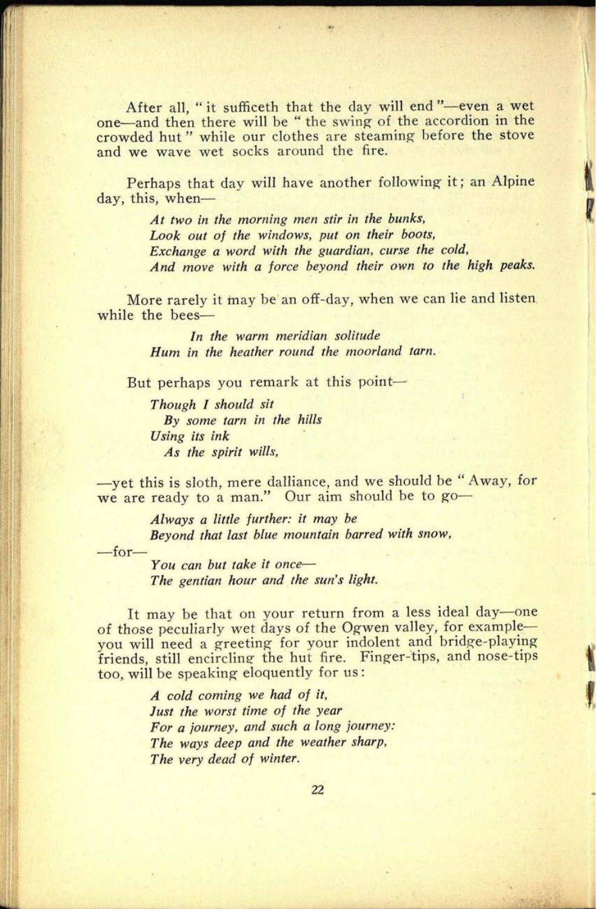After all, "it sufficeth that the day will end"—even a wet one—and then there will be "the swing of the accordion in the crowded hut" while our clothes are steaming before the stove and we wave wet socks around the fire.

Perhaps that day will have another following it; an Alpine day, this, when—

> *At two in the morning men stir in the bunks,*
> *Look out of the windows, put on their boots,*
> *Exchange a word with the guardian, curse the cold,*
> *And move with a force beyond their own to the high peaks.*

More rarely it may be an off-day, when we can lie and listen while the bees—

> *In the warm meridian solitude*
> *Hum in the heather round the moorland tarn.*

But perhaps you remark at this point—

> *Though I should sit*
> *By some tarn in the hills*
> *Using its ink*
> *As the spirit wills,*

—yet this is sloth, mere dalliance, and we should be "Away, for we are ready to a man." Our aim should be to go—

> *Always a little further: it may be*
> *Beyond that last blue mountain barred with snow,*

—for—

> *You can but take it once—*
> *The gentian hour and the sun's light.*

It may be that on your return from a less ideal day—one of those peculiarly wet days of the Ogwen valley, for example—you will need a greeting for your indolent and bridge-playing friends, still encircling the hut fire. Finger-tips, and nose-tips too, will be speaking eloquently for us:

> *A cold coming we had of it,*
> *Just the worst time of the year*
> *For a journey, and such a long journey:*
> *The ways deep and the weather sharp,*
> *The very dead of winter.*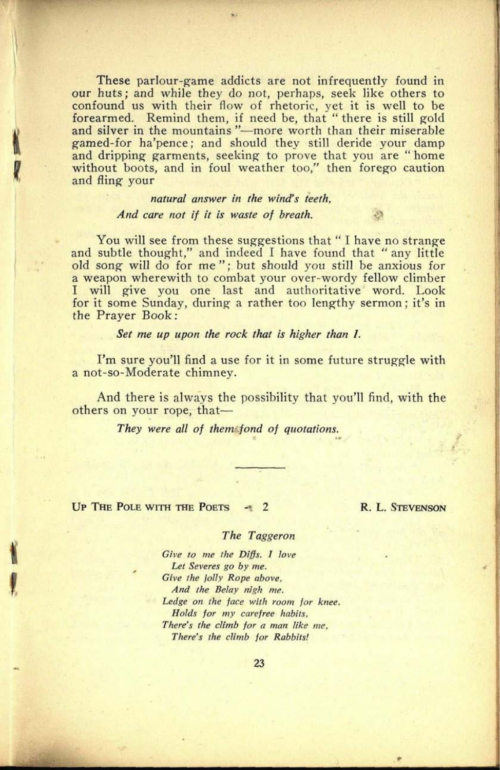These parlour-game addicts are not infrequently found in our huts; and while they do not, perhaps, seek like others to confound us with their flow of rhetoric, yet it is well to be forearmed. Remind them, if need be, that " there is still gold and silver in the mountains "—more worth than their miserable gamed-for ha'pence; and should they still deride your damp and dripping garments, seeking to prove that you are " home without boots, and in foul weather too," then forego caution and fling your

> *natural answer in the wind's teeth,*
> *And care not if it is waste of breath.*

You will see from these suggestions that " I have no strange and subtle thought," and indeed I have found that " any little old song will do for me "; but should you still be anxious for a weapon wherewith to combat your over-wordy fellow climber I will give you one last and authoritative word. Look for it some Sunday, during a rather too lengthy sermon; it's in the Prayer Book:

> *Set me up upon the rock that is higher than I.*

I'm sure you'll find a use for it in some future struggle with a not-so-Moderate chimney.

And there is always the possibility that you'll find, with the others on your rope, that—

> *They were all of them fond of quotations.*

---

UP THE POLE WITH THE POETS — 2 R. L. STEVENSON

### *The Taggeron*

*Give to me the Diffs. I love*
  *Let Severes go by me.*
*Give the jolly Rope above,*
  *And the Belay nigh me.*
*Ledge on the face with room for knee,*
  *Holds for my carefree habits,*
*There's the climb for a man like me,*
  *There's the climb for Rabbits!*